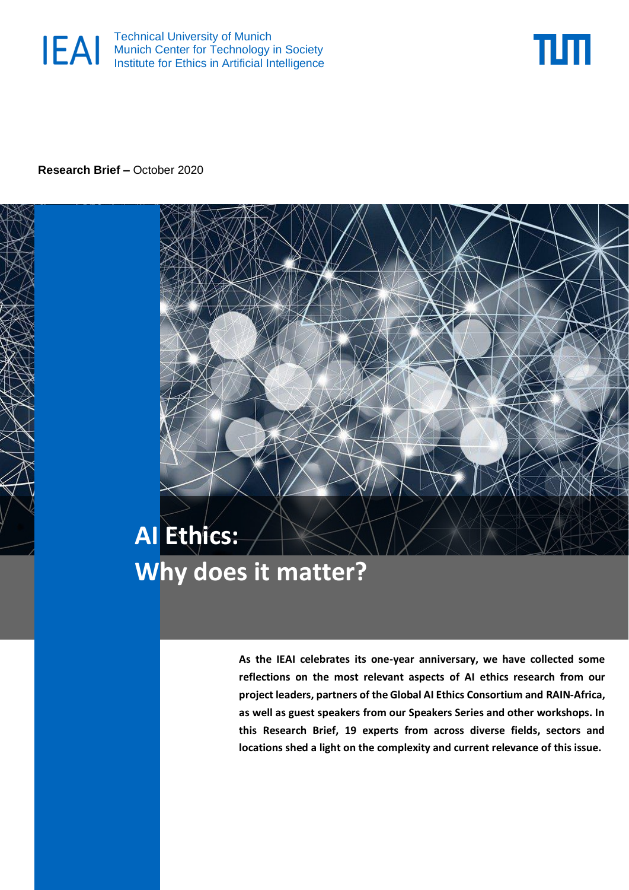IEAI Technical University of Munich
Munich Center for Technology in Society
Institute for Ethics in Artificial Intelligence

TUM

**Research Brief –** October 2020

# AI Ethics: Why does it matter?

**As the IEAI celebrates its one-year anniversary, we have collected some reflections on the most relevant aspects of AI ethics research from our project leaders, partners of the Global AI Ethics Consortium and RAIN-Africa, as well as guest speakers from our Speakers Series and other workshops. In this Research Brief, 19 experts from across diverse fields, sectors and locations shed a light on the complexity and current relevance of this issue.**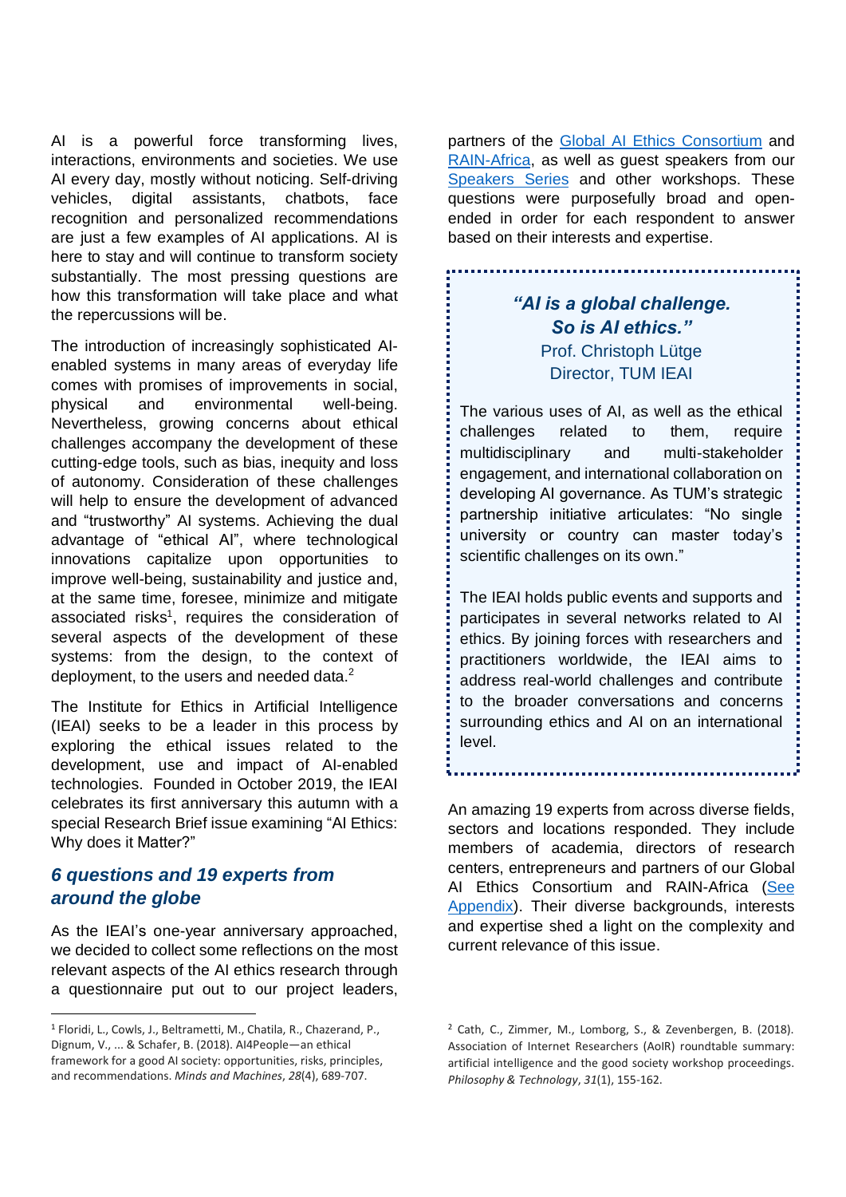AI is a powerful force transforming lives, interactions, environments and societies. We use AI every day, mostly without noticing. Self-driving vehicles, digital assistants, chatbots, face recognition and personalized recommendations are just a few examples of AI applications. AI is here to stay and will continue to transform society substantially. The most pressing questions are how this transformation will take place and what the repercussions will be.

The introduction of increasingly sophisticated AI-enabled systems in many areas of everyday life comes with promises of improvements in social, physical and environmental well-being. Nevertheless, growing concerns about ethical challenges accompany the development of these cutting-edge tools, such as bias, inequity and loss of autonomy. Consideration of these challenges will help to ensure the development of advanced and "trustworthy" AI systems. Achieving the dual advantage of "ethical AI", where technological innovations capitalize upon opportunities to improve well-being, sustainability and justice and, at the same time, foresee, minimize and mitigate associated risks[1], requires the consideration of several aspects of the development of these systems: from the design, to the context of deployment, to the users and needed data.[2]

The Institute for Ethics in Artificial Intelligence (IEAI) seeks to be a leader in this process by exploring the ethical issues related to the development, use and impact of AI-enabled technologies. Founded in October 2019, the IEAI celebrates its first anniversary this autumn with a special Research Brief issue examining "AI Ethics: Why does it Matter?"

## *6 questions and 19 experts from around the globe*

As the IEAI's one-year anniversary approached, we decided to collect some reflections on the most relevant aspects of the AI ethics research through a questionnaire put out to our project leaders, partners of the Global AI Ethics Consortium and RAIN-Africa, as well as guest speakers from our Speakers Series and other workshops. These questions were purposefully broad and open-ended in order for each respondent to answer based on their interests and expertise.

> ***"AI is a global challenge. So is AI ethics."***
> Prof. Christoph Lütge
> Director, TUM IEAI
>
> The various uses of AI, as well as the ethical challenges related to them, require multidisciplinary and multi-stakeholder engagement, and international collaboration on developing AI governance. As TUM's strategic partnership initiative articulates: "No single university or country can master today's scientific challenges on its own."
>
> The IEAI holds public events and supports and participates in several networks related to AI ethics. By joining forces with researchers and practitioners worldwide, the IEAI aims to address real-world challenges and contribute to the broader conversations and concerns surrounding ethics and AI on an international level.

An amazing 19 experts from across diverse fields, sectors and locations responded. They include members of academia, directors of research centers, entrepreneurs and partners of our Global AI Ethics Consortium and RAIN-Africa (See Appendix). Their diverse backgrounds, interests and expertise shed a light on the complexity and current relevance of this issue.

---

[1] Floridi, L., Cowls, J., Beltrametti, M., Chatila, R., Chazerand, P., Dignum, V., ... & Schafer, B. (2018). AI4People—an ethical framework for a good AI society: opportunities, risks, principles, and recommendations. *Minds and Machines*, *28*(4), 689-707.

[2] Cath, C., Zimmer, M., Lomborg, S., & Zevenbergen, B. (2018). Association of Internet Researchers (AoIR) roundtable summary: artificial intelligence and the good society workshop proceedings. *Philosophy & Technology*, *31*(1), 155-162.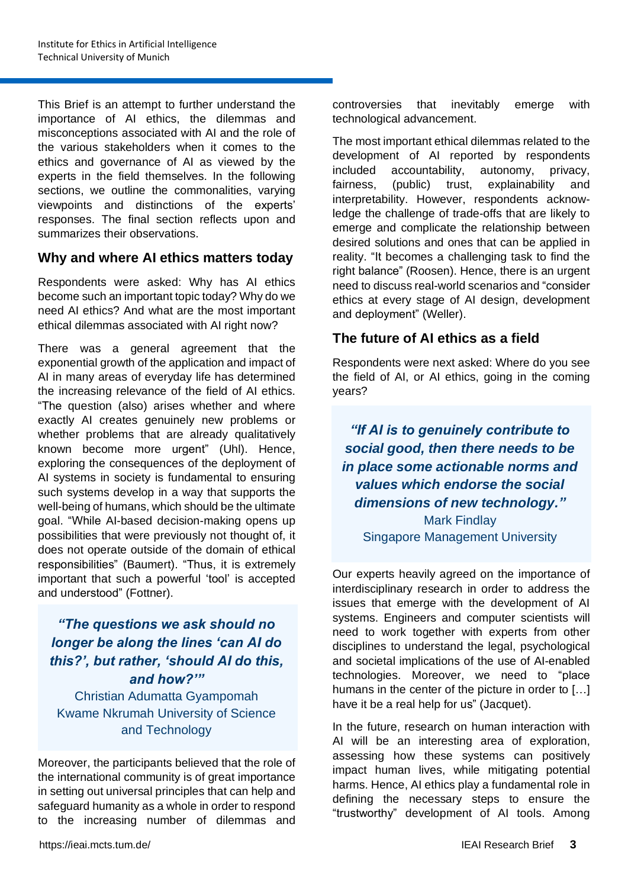This Brief is an attempt to further understand the importance of AI ethics, the dilemmas and misconceptions associated with AI and the role of the various stakeholders when it comes to the ethics and governance of AI as viewed by the experts in the field themselves. In the following sections, we outline the commonalities, varying viewpoints and distinctions of the experts' responses. The final section reflects upon and summarizes their observations.

## Why and where AI ethics matters today

Respondents were asked: Why has AI ethics become such an important topic today? Why do we need AI ethics? And what are the most important ethical dilemmas associated with AI right now?

There was a general agreement that the exponential growth of the application and impact of AI in many areas of everyday life has determined the increasing relevance of the field of AI ethics. "The question (also) arises whether and where exactly AI creates genuinely new problems or whether problems that are already qualitatively known become more urgent" (Uhl). Hence, exploring the consequences of the deployment of AI systems in society is fundamental to ensuring such systems develop in a way that supports the well-being of humans, which should be the ultimate goal. "While AI-based decision-making opens up possibilities that were previously not thought of, it does not operate outside of the domain of ethical responsibilities" (Baumert). "Thus, it is extremely important that such a powerful 'tool' is accepted and understood" (Fottner).

> ***"The questions we ask should no longer be along the lines 'can AI do this?', but rather, 'should AI do this, and how?'"***
> Christian Adumatta Gyampomah
> Kwame Nkrumah University of Science and Technology

Moreover, the participants believed that the role of the international community is of great importance in setting out universal principles that can help and safeguard humanity as a whole in order to respond to the increasing number of dilemmas and controversies that inevitably emerge with technological advancement.

The most important ethical dilemmas related to the development of AI reported by respondents included accountability, autonomy, privacy, fairness, (public) trust, explainability and interpretability. However, respondents acknowledge the challenge of trade-offs that are likely to emerge and complicate the relationship between desired solutions and ones that can be applied in reality. "It becomes a challenging task to find the right balance" (Roosen). Hence, there is an urgent need to discuss real-world scenarios and "consider ethics at every stage of AI design, development and deployment" (Weller).

## The future of AI ethics as a field

Respondents were next asked: Where do you see the field of AI, or AI ethics, going in the coming years?

> ***"If AI is to genuinely contribute to social good, then there needs to be in place some actionable norms and values which endorse the social dimensions of new technology."***
> Mark Findlay
> Singapore Management University

Our experts heavily agreed on the importance of interdisciplinary research in order to address the issues that emerge with the development of AI systems. Engineers and computer scientists will need to work together with experts from other disciplines to understand the legal, psychological and societal implications of the use of AI-enabled technologies. Moreover, we need to "place humans in the center of the picture in order to […] have it be a real help for us" (Jacquet).

In the future, research on human interaction with AI will be an interesting area of exploration, assessing how these systems can positively impact human lives, while mitigating potential harms. Hence, AI ethics play a fundamental role in defining the necessary steps to ensure the "trustworthy" development of AI tools. Among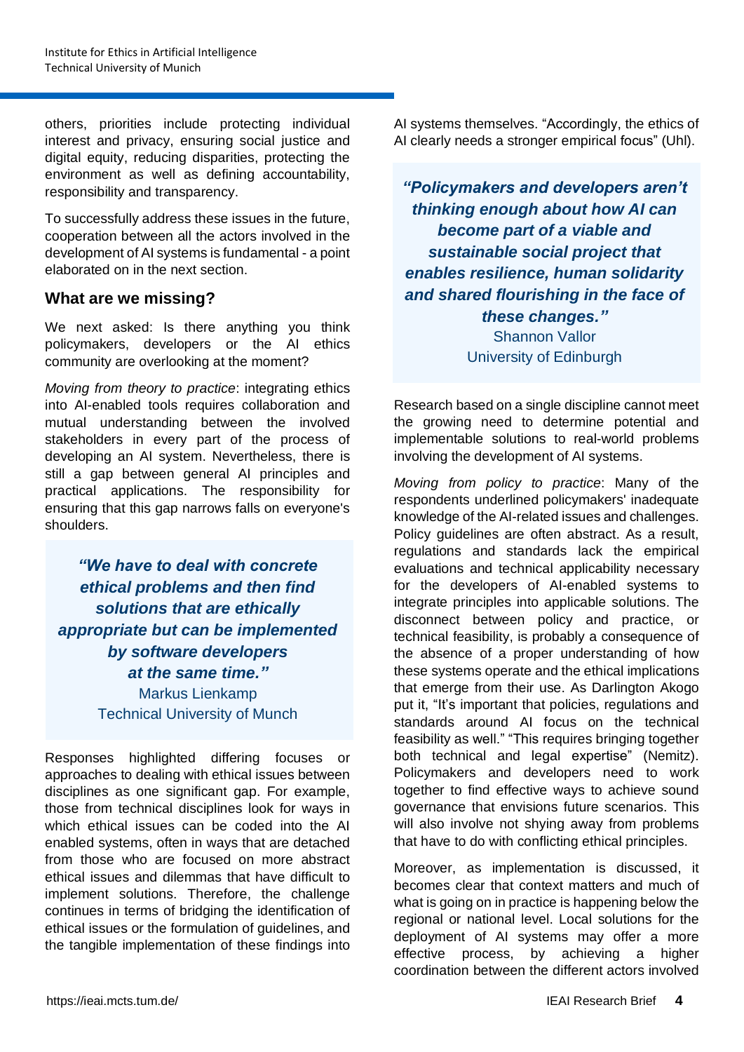others, priorities include protecting individual interest and privacy, ensuring social justice and digital equity, reducing disparities, protecting the environment as well as defining accountability, responsibility and transparency.

To successfully address these issues in the future, cooperation between all the actors involved in the development of AI systems is fundamental - a point elaborated on in the next section.

## What are we missing?

We next asked: Is there anything you think policymakers, developers or the AI ethics community are overlooking at the moment?

*Moving from theory to practice*: integrating ethics into AI-enabled tools requires collaboration and mutual understanding between the involved stakeholders in every part of the process of developing an AI system. Nevertheless, there is still a gap between general AI principles and practical applications. The responsibility for ensuring that this gap narrows falls on everyone's shoulders.

> ***"We have to deal with concrete ethical problems and then find solutions that are ethically appropriate but can be implemented by software developers at the same time."***
> Markus Lienkamp
> Technical University of Munch

Responses highlighted differing focuses or approaches to dealing with ethical issues between disciplines as one significant gap. For example, those from technical disciplines look for ways in which ethical issues can be coded into the AI enabled systems, often in ways that are detached from those who are focused on more abstract ethical issues and dilemmas that have difficult to implement solutions. Therefore, the challenge continues in terms of bridging the identification of ethical issues or the formulation of guidelines, and the tangible implementation of these findings into AI systems themselves. "Accordingly, the ethics of AI clearly needs a stronger empirical focus" (Uhl).

> ***"Policymakers and developers aren't thinking enough about how AI can become part of a viable and sustainable social project that enables resilience, human solidarity and shared flourishing in the face of these changes."***
> Shannon Vallor
> University of Edinburgh

Research based on a single discipline cannot meet the growing need to determine potential and implementable solutions to real-world problems involving the development of AI systems.

*Moving from policy to practice*: Many of the respondents underlined policymakers' inadequate knowledge of the AI-related issues and challenges. Policy guidelines are often abstract. As a result, regulations and standards lack the empirical evaluations and technical applicability necessary for the developers of AI-enabled systems to integrate principles into applicable solutions. The disconnect between policy and practice, or technical feasibility, is probably a consequence of the absence of a proper understanding of how these systems operate and the ethical implications that emerge from their use. As Darlington Akogo put it, "It's important that policies, regulations and standards around AI focus on the technical feasibility as well." "This requires bringing together both technical and legal expertise" (Nemitz). Policymakers and developers need to work together to find effective ways to achieve sound governance that envisions future scenarios. This will also involve not shying away from problems that have to do with conflicting ethical principles.

Moreover, as implementation is discussed, it becomes clear that context matters and much of what is going on in practice is happening below the regional or national level. Local solutions for the deployment of AI systems may offer a more effective process, by achieving a higher coordination between the different actors involved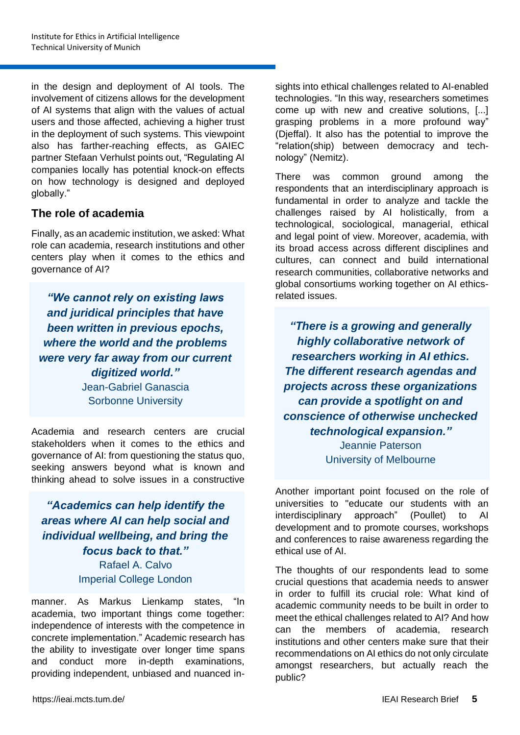in the design and deployment of AI tools. The involvement of citizens allows for the development of AI systems that align with the values of actual users and those affected, achieving a higher trust in the deployment of such systems. This viewpoint also has farther-reaching effects, as GAIEC partner Stefaan Verhulst points out, "Regulating AI companies locally has potential knock-on effects on how technology is designed and deployed globally."

## The role of academia

Finally, as an academic institution, we asked: What role can academia, research institutions and other centers play when it comes to the ethics and governance of AI?

> ***"We cannot rely on existing laws and juridical principles that have been written in previous epochs, where the world and the problems were very far away from our current digitized world."***
> Jean-Gabriel Ganascia
> Sorbonne University

Academia and research centers are crucial stakeholders when it comes to the ethics and governance of AI: from questioning the status quo, seeking answers beyond what is known and thinking ahead to solve issues in a constructive manner. As Markus Lienkamp states, "In academia, two important things come together: independence of interests with the competence in concrete implementation." Academic research has the ability to investigate over longer time spans and conduct more in-depth examinations, providing independent, unbiased and nuanced insights into ethical challenges related to AI-enabled technologies. "In this way, researchers sometimes come up with new and creative solutions, [...] grasping problems in a more profound way" (Djeffal). It also has the potential to improve the "relation(ship) between democracy and technology" (Nemitz).

> ***"Academics can help identify the areas where AI can help social and individual wellbeing, and bring the focus back to that."***
> Rafael A. Calvo
> Imperial College London

There was common ground among the respondents that an interdisciplinary approach is fundamental in order to analyze and tackle the challenges raised by AI holistically, from a technological, sociological, managerial, ethical and legal point of view. Moreover, academia, with its broad access across different disciplines and cultures, can connect and build international research communities, collaborative networks and global consortiums working together on AI ethics-related issues.

> ***"There is a growing and generally highly collaborative network of researchers working in AI ethics. The different research agendas and projects across these organizations can provide a spotlight on and conscience of otherwise unchecked technological expansion."***
> Jeannie Paterson
> University of Melbourne

Another important point focused on the role of universities to "educate our students with an interdisciplinary approach" (Poullet) to AI development and to promote courses, workshops and conferences to raise awareness regarding the ethical use of AI.

The thoughts of our respondents lead to some crucial questions that academia needs to answer in order to fulfill its crucial role: What kind of academic community needs to be built in order to meet the ethical challenges related to AI? And how can the members of academia, research institutions and other centers make sure that their recommendations on AI ethics do not only circulate amongst researchers, but actually reach the public?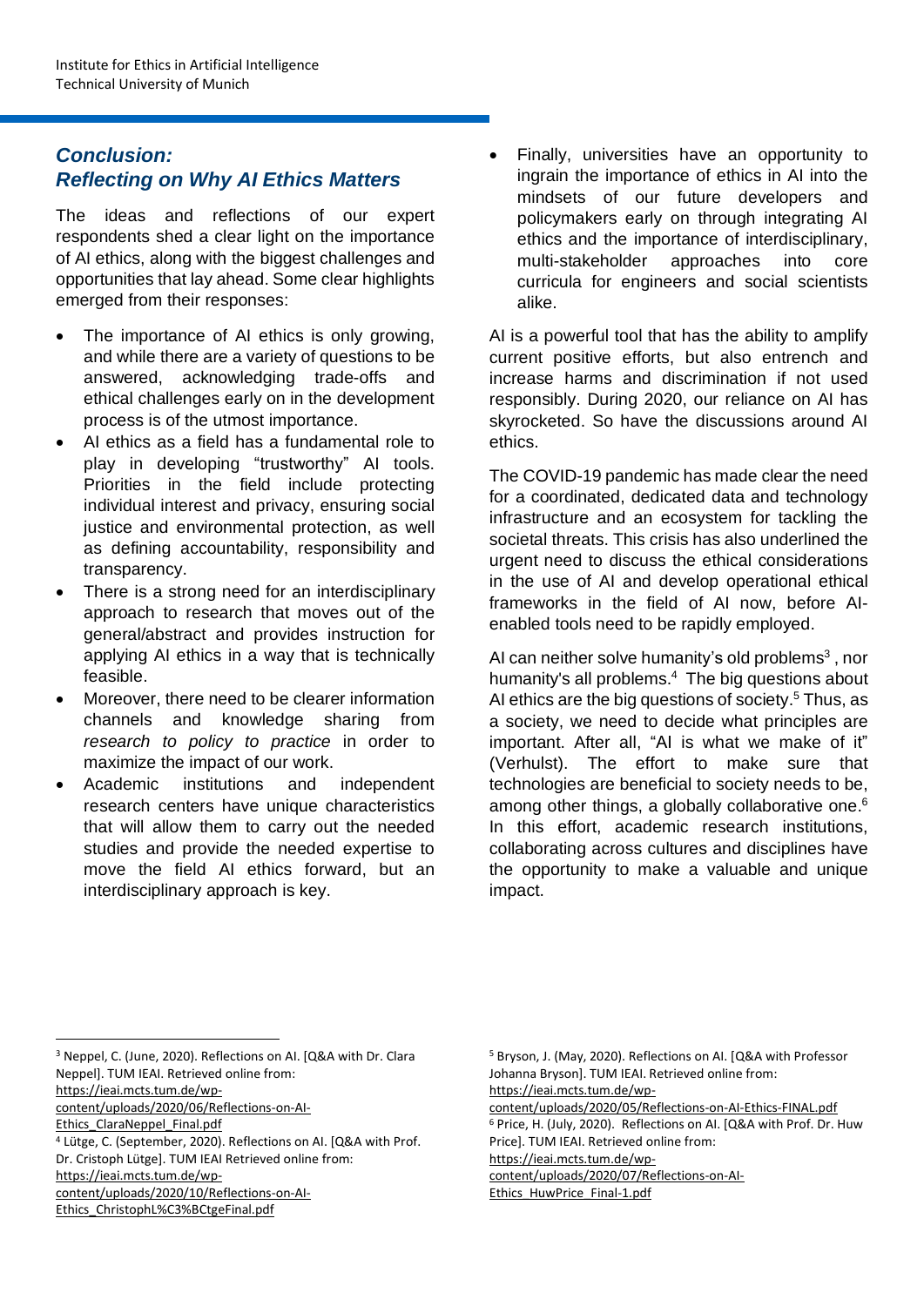## *Conclusion: Reflecting on Why AI Ethics Matters*

The ideas and reflections of our expert respondents shed a clear light on the importance of AI ethics, along with the biggest challenges and opportunities that lay ahead. Some clear highlights emerged from their responses:

- The importance of AI ethics is only growing, and while there are a variety of questions to be answered, acknowledging trade-offs and ethical challenges early on in the development process is of the utmost importance.
- AI ethics as a field has a fundamental role to play in developing "trustworthy" AI tools. Priorities in the field include protecting individual interest and privacy, ensuring social justice and environmental protection, as well as defining accountability, responsibility and transparency.
- There is a strong need for an interdisciplinary approach to research that moves out of the general/abstract and provides instruction for applying AI ethics in a way that is technically feasible.
- Moreover, there need to be clearer information channels and knowledge sharing from *research to policy to practice* in order to maximize the impact of our work.
- Academic institutions and independent research centers have unique characteristics that will allow them to carry out the needed studies and provide the needed expertise to move the field AI ethics forward, but an interdisciplinary approach is key.
- Finally, universities have an opportunity to ingrain the importance of ethics in AI into the mindsets of our future developers and policymakers early on through integrating AI ethics and the importance of interdisciplinary, multi-stakeholder approaches into core curricula for engineers and social scientists alike.

AI is a powerful tool that has the ability to amplify current positive efforts, but also entrench and increase harms and discrimination if not used responsibly. During 2020, our reliance on AI has skyrocketed. So have the discussions around AI ethics.

The COVID-19 pandemic has made clear the need for a coordinated, dedicated data and technology infrastructure and an ecosystem for tackling the societal threats. This crisis has also underlined the urgent need to discuss the ethical considerations in the use of AI and develop operational ethical frameworks in the field of AI now, before AI-enabled tools need to be rapidly employed.

AI can neither solve humanity's old problems[3], nor humanity's all problems.[4] The big questions about AI ethics are the big questions of society.[5] Thus, as a society, we need to decide what principles are important. After all, "AI is what we make of it" (Verhulst). The effort to make sure that technologies are beneficial to society needs to be, among other things, a globally collaborative one.[6] In this effort, academic research institutions, collaborating across cultures and disciplines have the opportunity to make a valuable and unique impact.

---

[3] Neppel, C. (June, 2020). Reflections on AI. [Q&A with Dr. Clara Neppel]. TUM IEAI. Retrieved online from: https://ieai.mcts.tum.de/wp-content/uploads/2020/06/Reflections-on-AI-Ethics_ClaraNeppel_Final.pdf

[4] Lütge, C. (September, 2020). Reflections on AI. [Q&A with Prof. Dr. Cristoph Lütge]. TUM IEAI Retrieved online from: https://ieai.mcts.tum.de/wp-content/uploads/2020/10/Reflections-on-AI-Ethics_ChristophL%C3%BCtgeFinal.pdf

[5] Bryson, J. (May, 2020). Reflections on AI. [Q&A with Professor Johanna Bryson]. TUM IEAI. Retrieved online from: https://ieai.mcts.tum.de/wp-content/uploads/2020/05/Reflections-on-AI-Ethics-FINAL.pdf

[6] Price, H. (July, 2020). Reflections on AI. [Q&A with Prof. Dr. Huw Price]. TUM IEAI. Retrieved online from: https://ieai.mcts.tum.de/wp-content/uploads/2020/07/Reflections-on-AI-Ethics_HuwPrice_Final-1.pdf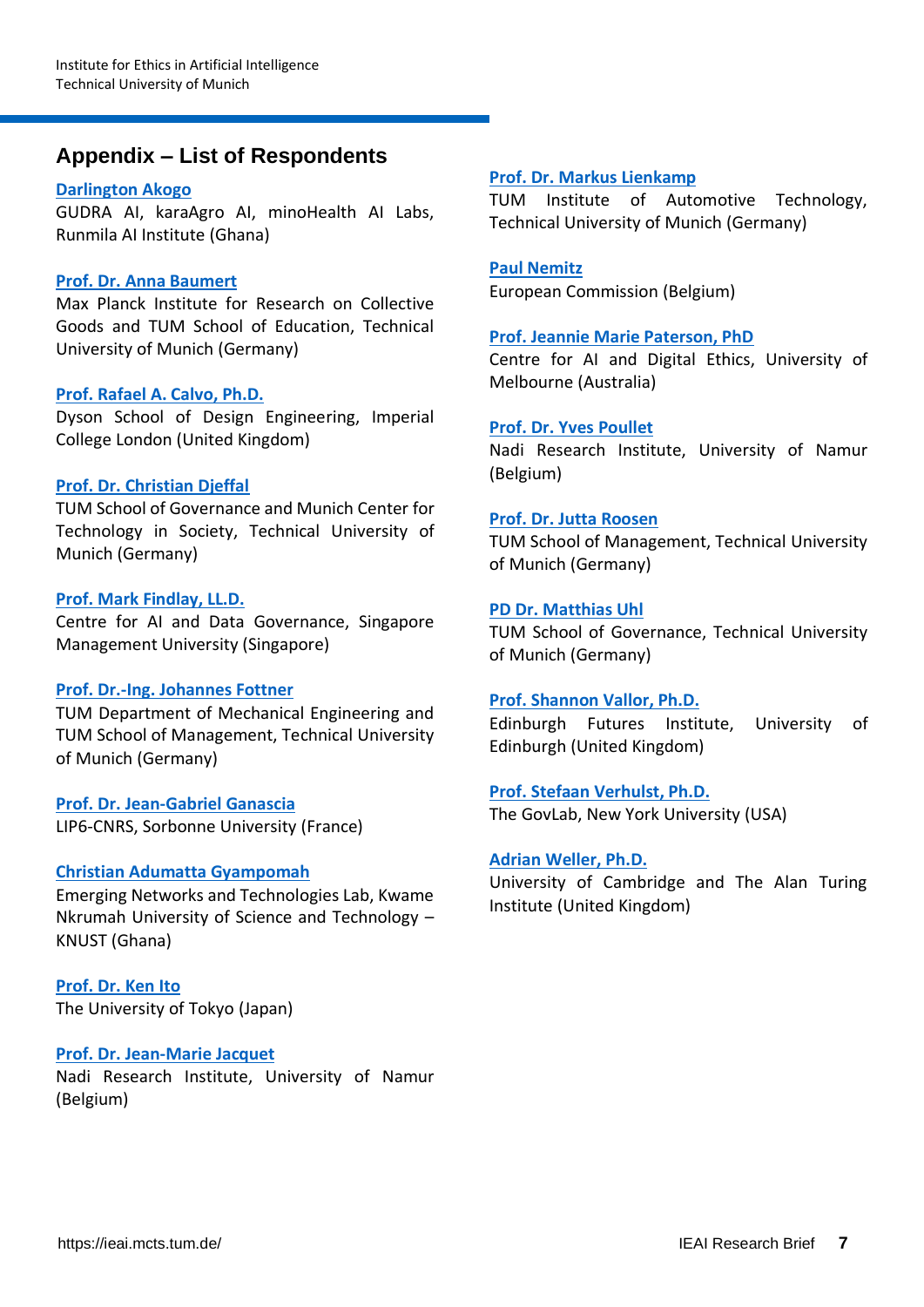## Appendix – List of Respondents

**Darlington Akogo**
GUDRA AI, karaAgro AI, minoHealth AI Labs, Runmila AI Institute (Ghana)

**Prof. Dr. Anna Baumert**
Max Planck Institute for Research on Collective Goods and TUM School of Education, Technical University of Munich (Germany)

**Prof. Rafael A. Calvo, Ph.D.**
Dyson School of Design Engineering, Imperial College London (United Kingdom)

**Prof. Dr. Christian Djeffal**
TUM School of Governance and Munich Center for Technology in Society, Technical University of Munich (Germany)

**Prof. Mark Findlay, LL.D.**
Centre for AI and Data Governance, Singapore Management University (Singapore)

**Prof. Dr.-Ing. Johannes Fottner**
TUM Department of Mechanical Engineering and TUM School of Management, Technical University of Munich (Germany)

**Prof. Dr. Jean-Gabriel Ganascia**
LIP6-CNRS, Sorbonne University (France)

**Christian Adumatta Gyampomah**
Emerging Networks and Technologies Lab, Kwame Nkrumah University of Science and Technology – KNUST (Ghana)

**Prof. Dr. Ken Ito**
The University of Tokyo (Japan)

**Prof. Dr. Jean-Marie Jacquet**
Nadi Research Institute, University of Namur (Belgium)

**Prof. Dr. Markus Lienkamp**
TUM Institute of Automotive Technology, Technical University of Munich (Germany)

**Paul Nemitz**
European Commission (Belgium)

**Prof. Jeannie Marie Paterson, PhD**
Centre for AI and Digital Ethics, University of Melbourne (Australia)

**Prof. Dr. Yves Poullet**
Nadi Research Institute, University of Namur (Belgium)

**Prof. Dr. Jutta Roosen**
TUM School of Management, Technical University of Munich (Germany)

**PD Dr. Matthias Uhl**
TUM School of Governance, Technical University of Munich (Germany)

**Prof. Shannon Vallor, Ph.D.**
Edinburgh Futures Institute, University of Edinburgh (United Kingdom)

**Prof. Stefaan Verhulst, Ph.D.**
The GovLab, New York University (USA)

**Adrian Weller, Ph.D.**
University of Cambridge and The Alan Turing Institute (United Kingdom)